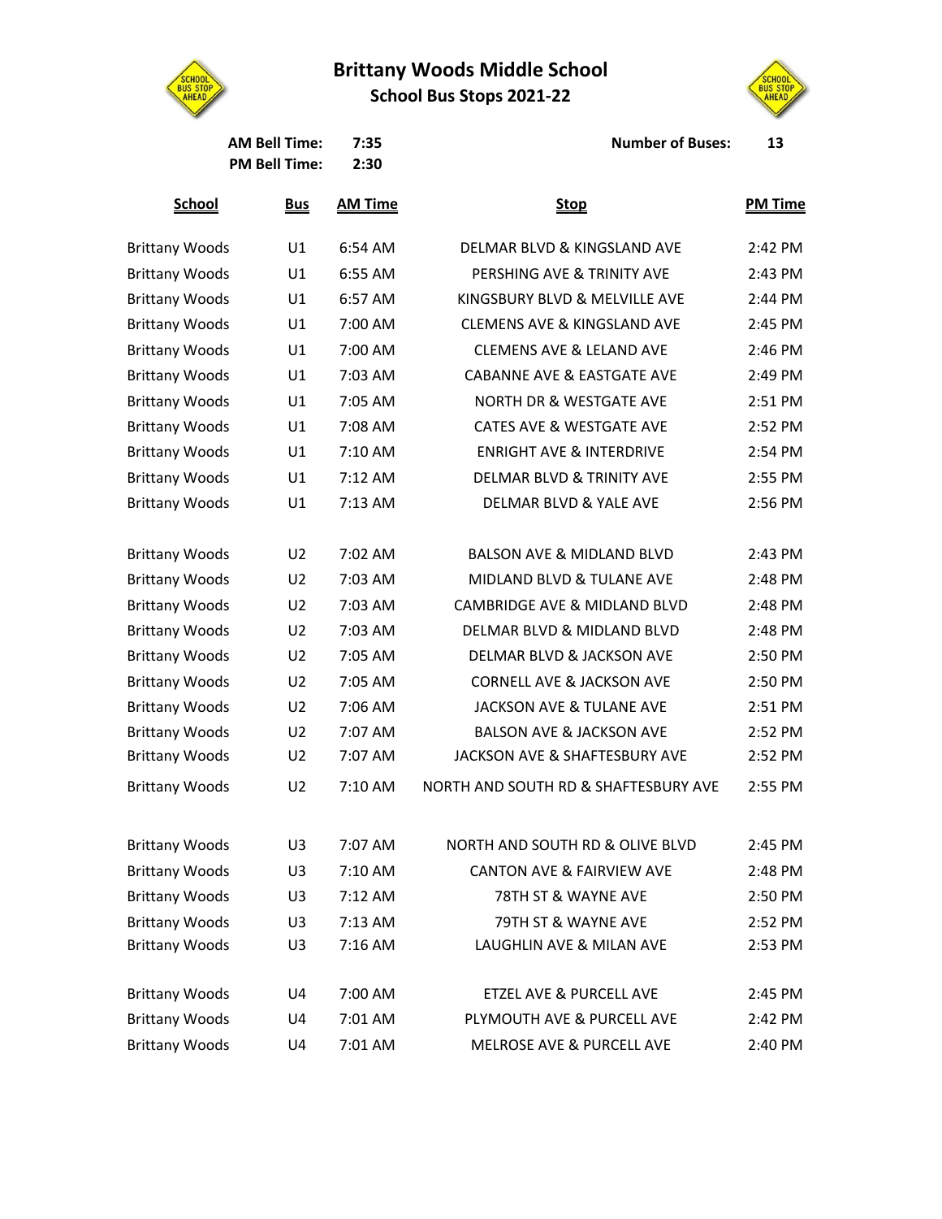# Brittany Woods Middle School

## School Bus Stops 2021-22

**AM Bell Time:** 7:35
**PM Bell Time:** 2:30

**Number of Buses:** 13

| School | Bus | AM Time | Stop | PM Time |
|---|---|---|---|---|
| Brittany Woods | U1 | 6:54 AM | DELMAR BLVD & KINGSLAND AVE | 2:42 PM |
| Brittany Woods | U1 | 6:55 AM | PERSHING AVE & TRINITY AVE | 2:43 PM |
| Brittany Woods | U1 | 6:57 AM | KINGSBURY BLVD & MELVILLE AVE | 2:44 PM |
| Brittany Woods | U1 | 7:00 AM | CLEMENS AVE & KINGSLAND AVE | 2:45 PM |
| Brittany Woods | U1 | 7:00 AM | CLEMENS AVE & LELAND AVE | 2:46 PM |
| Brittany Woods | U1 | 7:03 AM | CABANNE AVE & EASTGATE AVE | 2:49 PM |
| Brittany Woods | U1 | 7:05 AM | NORTH DR & WESTGATE AVE | 2:51 PM |
| Brittany Woods | U1 | 7:08 AM | CATES AVE & WESTGATE AVE | 2:52 PM |
| Brittany Woods | U1 | 7:10 AM | ENRIGHT AVE & INTERDRIVE | 2:54 PM |
| Brittany Woods | U1 | 7:12 AM | DELMAR BLVD & TRINITY AVE | 2:55 PM |
| Brittany Woods | U1 | 7:13 AM | DELMAR BLVD & YALE AVE | 2:56 PM |
| Brittany Woods | U2 | 7:02 AM | BALSON AVE & MIDLAND BLVD | 2:43 PM |
| Brittany Woods | U2 | 7:03 AM | MIDLAND BLVD & TULANE AVE | 2:48 PM |
| Brittany Woods | U2 | 7:03 AM | CAMBRIDGE AVE & MIDLAND BLVD | 2:48 PM |
| Brittany Woods | U2 | 7:03 AM | DELMAR BLVD & MIDLAND BLVD | 2:48 PM |
| Brittany Woods | U2 | 7:05 AM | DELMAR BLVD & JACKSON AVE | 2:50 PM |
| Brittany Woods | U2 | 7:05 AM | CORNELL AVE & JACKSON AVE | 2:50 PM |
| Brittany Woods | U2 | 7:06 AM | JACKSON AVE & TULANE AVE | 2:51 PM |
| Brittany Woods | U2 | 7:07 AM | BALSON AVE & JACKSON AVE | 2:52 PM |
| Brittany Woods | U2 | 7:07 AM | JACKSON AVE & SHAFTESBURY AVE | 2:52 PM |
| Brittany Woods | U2 | 7:10 AM | NORTH AND SOUTH RD & SHAFTESBURY AVE | 2:55 PM |
| Brittany Woods | U3 | 7:07 AM | NORTH AND SOUTH RD & OLIVE BLVD | 2:45 PM |
| Brittany Woods | U3 | 7:10 AM | CANTON AVE & FAIRVIEW AVE | 2:48 PM |
| Brittany Woods | U3 | 7:12 AM | 78TH ST & WAYNE AVE | 2:50 PM |
| Brittany Woods | U3 | 7:13 AM | 79TH ST & WAYNE AVE | 2:52 PM |
| Brittany Woods | U3 | 7:16 AM | LAUGHLIN AVE & MILAN AVE | 2:53 PM |
| Brittany Woods | U4 | 7:00 AM | ETZEL AVE & PURCELL AVE | 2:45 PM |
| Brittany Woods | U4 | 7:01 AM | PLYMOUTH AVE & PURCELL AVE | 2:42 PM |
| Brittany Woods | U4 | 7:01 AM | MELROSE AVE & PURCELL AVE | 2:40 PM |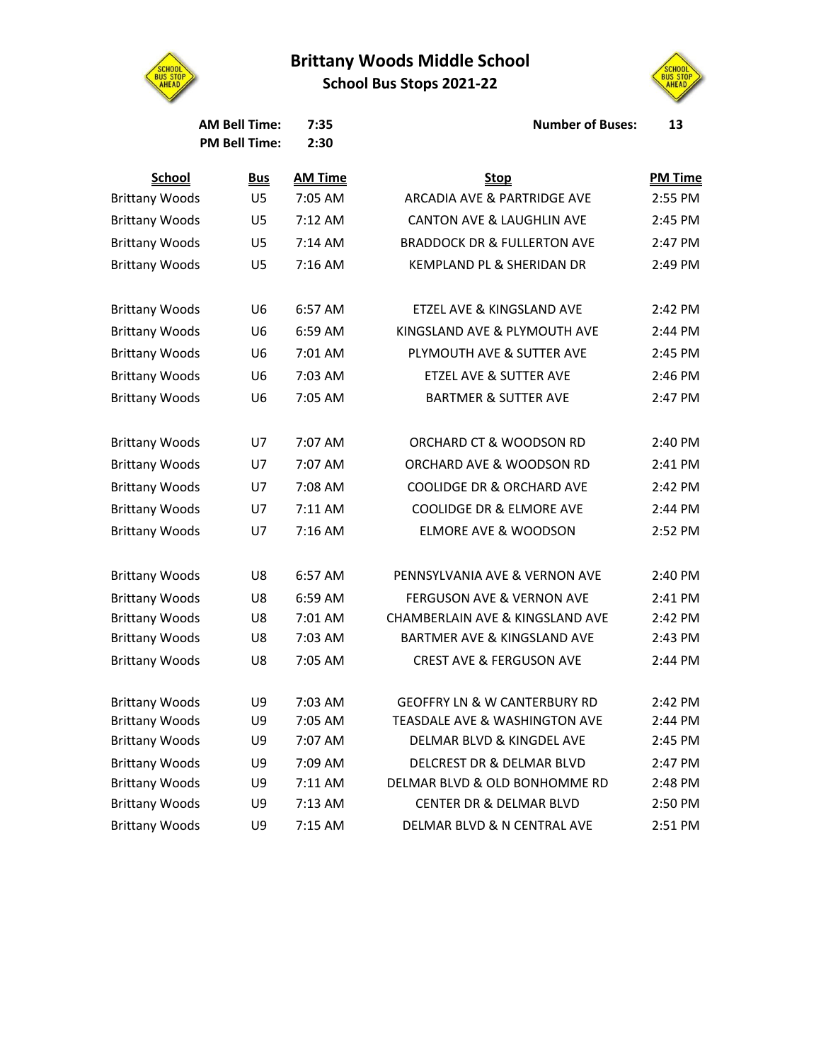# Brittany Woods Middle School

## School Bus Stops 2021-22

**AM Bell Time:** 7:35

**PM Bell Time:** 2:30

**Number of Buses:** 13

| School | Bus | AM Time | Stop | PM Time |
|---|---|---|---|---|
| Brittany Woods | U5 | 7:05 AM | ARCADIA AVE & PARTRIDGE AVE | 2:55 PM |
| Brittany Woods | U5 | 7:12 AM | CANTON AVE & LAUGHLIN AVE | 2:45 PM |
| Brittany Woods | U5 | 7:14 AM | BRADDOCK DR & FULLERTON AVE | 2:47 PM |
| Brittany Woods | U5 | 7:16 AM | KEMPLAND PL & SHERIDAN DR | 2:49 PM |
| | | | | |
| Brittany Woods | U6 | 6:57 AM | ETZEL AVE & KINGSLAND AVE | 2:42 PM |
| Brittany Woods | U6 | 6:59 AM | KINGSLAND AVE & PLYMOUTH AVE | 2:44 PM |
| Brittany Woods | U6 | 7:01 AM | PLYMOUTH AVE & SUTTER AVE | 2:45 PM |
| Brittany Woods | U6 | 7:03 AM | ETZEL AVE & SUTTER AVE | 2:46 PM |
| Brittany Woods | U6 | 7:05 AM | BARTMER & SUTTER AVE | 2:47 PM |
| | | | | |
| Brittany Woods | U7 | 7:07 AM | ORCHARD CT & WOODSON RD | 2:40 PM |
| Brittany Woods | U7 | 7:07 AM | ORCHARD AVE & WOODSON RD | 2:41 PM |
| Brittany Woods | U7 | 7:08 AM | COOLIDGE DR & ORCHARD AVE | 2:42 PM |
| Brittany Woods | U7 | 7:11 AM | COOLIDGE DR & ELMORE AVE | 2:44 PM |
| Brittany Woods | U7 | 7:16 AM | ELMORE AVE & WOODSON | 2:52 PM |
| | | | | |
| Brittany Woods | U8 | 6:57 AM | PENNSYLVANIA AVE & VERNON AVE | 2:40 PM |
| Brittany Woods | U8 | 6:59 AM | FERGUSON AVE & VERNON AVE | 2:41 PM |
| Brittany Woods | U8 | 7:01 AM | CHAMBERLAIN AVE & KINGSLAND AVE | 2:42 PM |
| Brittany Woods | U8 | 7:03 AM | BARTMER AVE & KINGSLAND AVE | 2:43 PM |
| Brittany Woods | U8 | 7:05 AM | CREST AVE & FERGUSON AVE | 2:44 PM |
| | | | | |
| Brittany Woods | U9 | 7:03 AM | GEOFFRY LN & W CANTERBURY RD | 2:42 PM |
| Brittany Woods | U9 | 7:05 AM | TEASDALE AVE & WASHINGTON AVE | 2:44 PM |
| Brittany Woods | U9 | 7:07 AM | DELMAR BLVD & KINGDEL AVE | 2:45 PM |
| Brittany Woods | U9 | 7:09 AM | DELCREST DR & DELMAR BLVD | 2:47 PM |
| Brittany Woods | U9 | 7:11 AM | DELMAR BLVD & OLD BONHOMME RD | 2:48 PM |
| Brittany Woods | U9 | 7:13 AM | CENTER DR & DELMAR BLVD | 2:50 PM |
| Brittany Woods | U9 | 7:15 AM | DELMAR BLVD & N CENTRAL AVE | 2:51 PM |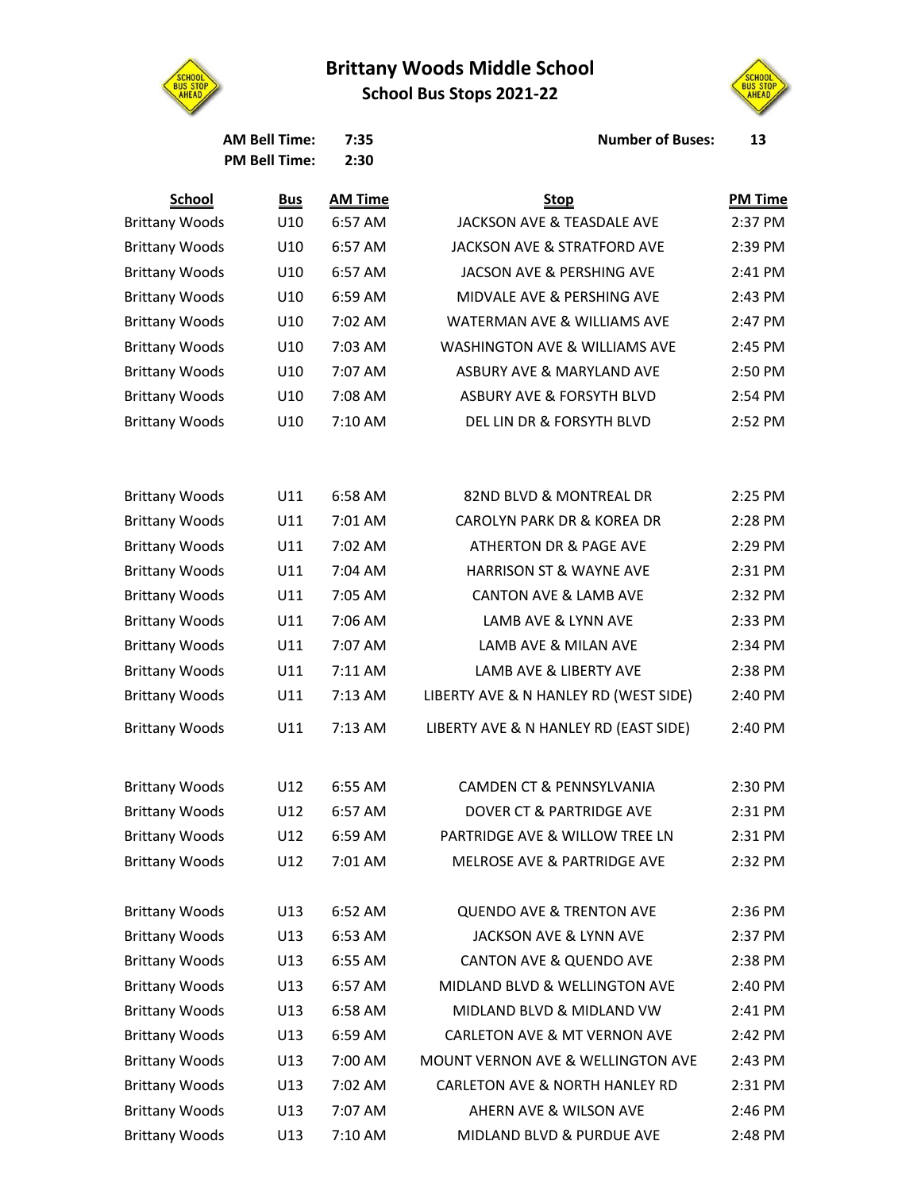# Brittany Woods Middle School

## School Bus Stops 2021-22

**AM Bell Time:** 7:35
**PM Bell Time:** 2:30

**Number of Buses:** 13

| School | Bus | AM Time | Stop | PM Time |
|---|---|---|---|---|
| Brittany Woods | U10 | 6:57 AM | JACKSON AVE & TEASDALE AVE | 2:37 PM |
| Brittany Woods | U10 | 6:57 AM | JACKSON AVE & STRATFORD AVE | 2:39 PM |
| Brittany Woods | U10 | 6:57 AM | JACSON AVE & PERSHING AVE | 2:41 PM |
| Brittany Woods | U10 | 6:59 AM | MIDVALE AVE & PERSHING AVE | 2:43 PM |
| Brittany Woods | U10 | 7:02 AM | WATERMAN AVE & WILLIAMS AVE | 2:47 PM |
| Brittany Woods | U10 | 7:03 AM | WASHINGTON AVE & WILLIAMS AVE | 2:45 PM |
| Brittany Woods | U10 | 7:07 AM | ASBURY AVE & MARYLAND AVE | 2:50 PM |
| Brittany Woods | U10 | 7:08 AM | ASBURY AVE & FORSYTH BLVD | 2:54 PM |
| Brittany Woods | U10 | 7:10 AM | DEL LIN DR & FORSYTH BLVD | 2:52 PM |
| | | | | |
| Brittany Woods | U11 | 6:58 AM | 82ND BLVD & MONTREAL DR | 2:25 PM |
| Brittany Woods | U11 | 7:01 AM | CAROLYN PARK DR & KOREA DR | 2:28 PM |
| Brittany Woods | U11 | 7:02 AM | ATHERTON DR & PAGE AVE | 2:29 PM |
| Brittany Woods | U11 | 7:04 AM | HARRISON ST & WAYNE AVE | 2:31 PM |
| Brittany Woods | U11 | 7:05 AM | CANTON AVE & LAMB AVE | 2:32 PM |
| Brittany Woods | U11 | 7:06 AM | LAMB AVE & LYNN AVE | 2:33 PM |
| Brittany Woods | U11 | 7:07 AM | LAMB AVE & MILAN AVE | 2:34 PM |
| Brittany Woods | U11 | 7:11 AM | LAMB AVE & LIBERTY AVE | 2:38 PM |
| Brittany Woods | U11 | 7:13 AM | LIBERTY AVE & N HANLEY RD (WEST SIDE) | 2:40 PM |
| Brittany Woods | U11 | 7:13 AM | LIBERTY AVE & N HANLEY RD (EAST SIDE) | 2:40 PM |
| | | | | |
| Brittany Woods | U12 | 6:55 AM | CAMDEN CT & PENNSYLVANIA | 2:30 PM |
| Brittany Woods | U12 | 6:57 AM | DOVER CT & PARTRIDGE AVE | 2:31 PM |
| Brittany Woods | U12 | 6:59 AM | PARTRIDGE AVE & WILLOW TREE LN | 2:31 PM |
| Brittany Woods | U12 | 7:01 AM | MELROSE AVE & PARTRIDGE AVE | 2:32 PM |
| | | | | |
| Brittany Woods | U13 | 6:52 AM | QUENDO AVE & TRENTON AVE | 2:36 PM |
| Brittany Woods | U13 | 6:53 AM | JACKSON AVE & LYNN AVE | 2:37 PM |
| Brittany Woods | U13 | 6:55 AM | CANTON AVE & QUENDO AVE | 2:38 PM |
| Brittany Woods | U13 | 6:57 AM | MIDLAND BLVD & WELLINGTON AVE | 2:40 PM |
| Brittany Woods | U13 | 6:58 AM | MIDLAND BLVD & MIDLAND VW | 2:41 PM |
| Brittany Woods | U13 | 6:59 AM | CARLETON AVE & MT VERNON AVE | 2:42 PM |
| Brittany Woods | U13 | 7:00 AM | MOUNT VERNON AVE & WELLINGTON AVE | 2:43 PM |
| Brittany Woods | U13 | 7:02 AM | CARLETON AVE & NORTH HANLEY RD | 2:31 PM |
| Brittany Woods | U13 | 7:07 AM | AHERN AVE & WILSON AVE | 2:46 PM |
| Brittany Woods | U13 | 7:10 AM | MIDLAND BLVD & PURDUE AVE | 2:48 PM |